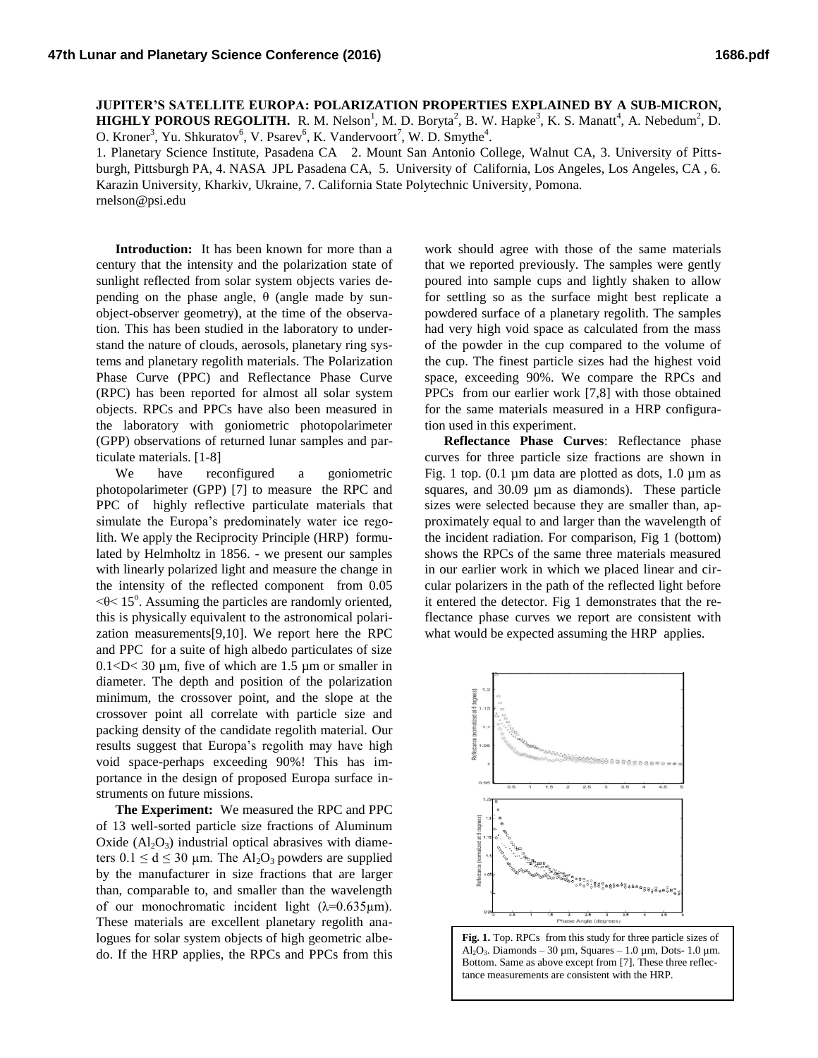# JUPITER'S SATELLITE EUROPA: POLARIZATION PROPERTIES EXPLAINED BY A SUB-MICRON, HIGHLY POROUS REGOLITH.

R. M. Nelson[1], M. D. Boryta[2], B. W. Hapke[3], K. S. Manatt[4], A. Nebedum[2], D. O. Kroner[3], Yu. Shkuratov[6], V. Psarev[6], K. Vandervoort[7], W. D. Smythe[4].

1. Planetary Science Institute, Pasadena CA 2. Mount San Antonio College, Walnut CA, 3. University of Pittsburgh, Pittsburgh PA, 4. NASA JPL Pasadena CA, 5. University of California, Los Angeles, Los Angeles, CA , 6. Karazin University, Kharkiv, Ukraine, 7. California State Polytechnic University, Pomona.
rnelson@psi.edu

**Introduction:** It has been known for more than a century that the intensity and the polarization state of sunlight reflected from solar system objects varies depending on the phase angle, θ (angle made by sun-object-observer geometry), at the time of the observation. This has been studied in the laboratory to understand the nature of clouds, aerosols, planetary ring systems and planetary regolith materials. The Polarization Phase Curve (PPC) and Reflectance Phase Curve (RPC) has been reported for almost all solar system objects. RPCs and PPCs have also been measured in the laboratory with goniometric photopolarimeter (GPP) observations of returned lunar samples and particulate materials. [1-8]

We have reconfigured a goniometric photopolarimeter (GPP) [7] to measure the RPC and PPC of highly reflective particulate materials that simulate the Europa's predominately water ice regolith. We apply the Reciprocity Principle (HRP) formulated by Helmholtz in 1856. - we present our samples with linearly polarized light and measure the change in the intensity of the reflected component from $0.05 < \theta < 15^{o}$. Assuming the particles are randomly oriented, this is physically equivalent to the astronomical polarization measurements[9,10]. We report here the RPC and PPC for a suite of high albedo particulates of size $0.1 < D < 30$ µm, five of which are 1.5 µm or smaller in diameter. The depth and position of the polarization minimum, the crossover point, and the slope at the crossover point all correlate with particle size and packing density of the candidate regolith material. Our results suggest that Europa's regolith may have high void space-perhaps exceeding 90%! This has importance in the design of proposed Europa surface instruments on future missions.

**The Experiment:** We measured the RPC and PPC of 13 well-sorted particle size fractions of Aluminum Oxide ($Al_2O_3$) industrial optical abrasives with diameters $0.1 \leq d \leq 30$ µm. The $Al_2O_3$ powders are supplied by the manufacturer in size fractions that are larger than, comparable to, and smaller than the wavelength of our monochromatic incident light ($\lambda$=0.635µm). These materials are excellent planetary regolith analogues for solar system objects of high geometric albedo. If the HRP applies, the RPCs and PPCs from this work should agree with those of the same materials that we reported previously. The samples were gently poured into sample cups and lightly shaken to allow for settling so as the surface might best replicate a powdered surface of a planetary regolith. The samples had very high void space as calculated from the mass of the powder in the cup compared to the volume of the cup. The finest particle sizes had the highest void space, exceeding 90%. We compare the RPCs and PPCs from our earlier work [7,8] with those obtained for the same materials measured in a HRP configuration used in this experiment.

**Reflectance Phase Curves**: Reflectance phase curves for three particle size fractions are shown in Fig. 1 top. (0.1 µm data are plotted as dots, 1.0 µm as squares, and 30.09 µm as diamonds). These particle sizes were selected because they are smaller than, approximately equal to and larger than the wavelength of the incident radiation. For comparison, Fig 1 (bottom) shows the RPCs of the same three materials measured in our earlier work in which we placed linear and circular polarizers in the path of the reflected light before it entered the detector. Fig 1 demonstrates that the reflectance phase curves we report are consistent with what would be expected assuming the HRP applies.

**Fig. 1.** Top. RPCs from this study for three particle sizes of $Al_2O_3$. Diamonds – 30 µm, Squares – 1.0 µm, Dots- 1.0 µm. Bottom. Same as above except from [7]. These three reflectance measurements are consistent with the HRP.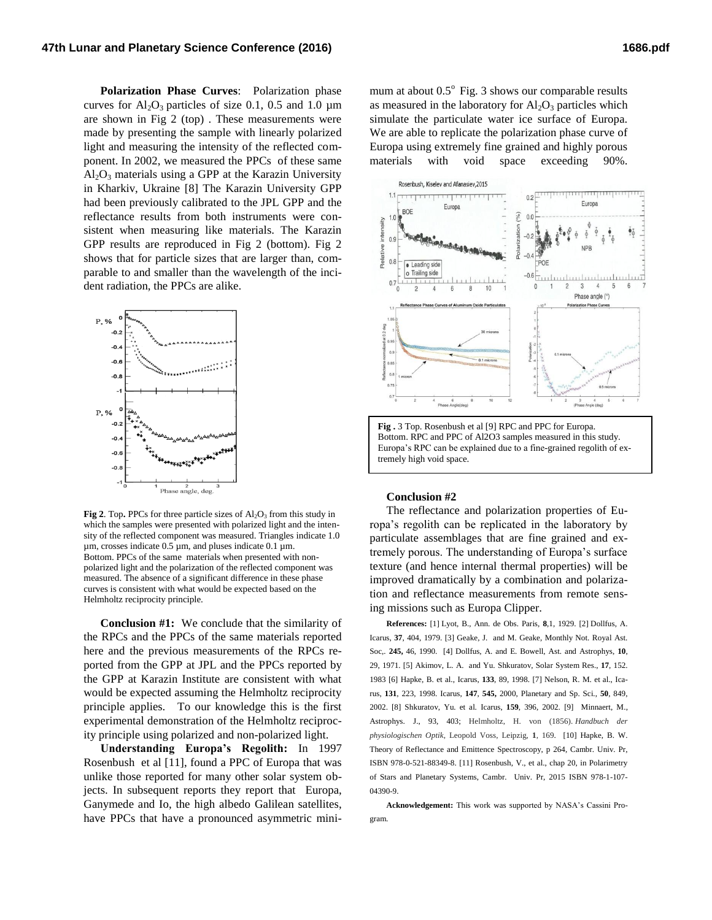**Polarization Phase Curves**: Polarization phase curves for $Al_2O_3$ particles of size 0.1, 0.5 and 1.0 µm are shown in Fig 2 (top) . These measurements were made by presenting the sample with linearly polarized light and measuring the intensity of the reflected component. In 2002, we measured the PPCs of these same $Al_2O_3$ materials using a GPP at the Karazin University in Kharkiv, Ukraine [8] The Karazin University GPP had been previously calibrated to the JPL GPP and the reflectance results from both instruments were consistent when measuring like materials. The Karazin GPP results are reproduced in Fig 2 (bottom). Fig 2 shows that for particle sizes that are larger than, comparable to and smaller than the wavelength of the incident radiation, the PPCs are alike.

P, %
0
-0.2
-0.4
-0.6
-0.8
-1
P, %
0
-0.2
-0.4
-0.6
-0.8
-1
0
1
2
3
Phase angle, deg.

**Fig 2**. Top**.** PPCs for three particle sizes of $Al_2O_3$ from this study in which the samples were presented with polarized light and the intensity of the reflected component was measured. Triangles indicate 1.0 µm, crosses indicate 0.5 µm, and pluses indicate 0.1 µm. Bottom. PPCs of the same materials when presented with non-polarized light and the polarization of the reflected component was measured. The absence of a significant difference in these phase curves is consistent with what would be expected based on the Helmholtz reciprocity principle.

**Conclusion #1:** We conclude that the similarity of the RPCs and the PPCs of the same materials reported here and the previous measurements of the RPCs reported from the GPP at JPL and the PPCs reported by the GPP at Karazin Institute are consistent with what would be expected assuming the Helmholtz reciprocity principle applies. To our knowledge this is the first experimental demonstration of the Helmholtz reciprocity principle using polarized and non-polarized light.

**Understanding Europa's Regolith:** In 1997 Rosenbush et al [11], found a PPC of Europa that was unlike those reported for many other solar system objects. In subsequent reports they report that Europa, Ganymede and Io, the high albedo Galilean satellites, have PPCs that have a pronounced asymmetric minimum at about $0.5^{o}$ Fig. 3 shows our comparable results as measured in the laboratory for $Al_2O_3$ particles which simulate the particulate water ice surface of Europa. We are able to replicate the polarization phase curve of Europa using extremely fine grained and highly porous materials with void space exceeding 90%.

Rosenbush, Kiselev and Afanasiev,2015
Relative intensity
BOE
Europa
Leading side
Trailing side
Polarization (%)
Europa
NPB
POE
Phase angle (°)
Reflectance Phase Curves of Aluminum Oxide Particulates
30 microns
0.1 micron
1 micron
Phase Angle(deg)
Polarization Phase Curves
0.1 microns
0.5 microns
(Phase Angle (deg)

**Fig .** 3 Top. Rosenbush et al [9] RPC and PPC for Europa. Bottom. RPC and PPC of Al2O3 samples measured in this study. Europa's RPC can be explained due to a fine-grained regolith of extremely high void space.

**Conclusion #2**

The reflectance and polarization properties of Europa's regolith can be replicated in the laboratory by particulate assemblages that are fine grained and extremely porous. The understanding of Europa's surface texture (and hence internal thermal properties) will be improved dramatically by a combination and polarization and reflectance measurements from remote sensing missions such as Europa Clipper.

**References:** [1] Lyot, B., Ann. de Obs. Paris, **8**,1, 1929. [2] Dollfus, A. Icarus, **37**, 404, 1979. [3] Geake, J. and M. Geake, Monthly Not. Royal Ast. Soc,. **245,** 46, 1990. [4] Dollfus, A. and E. Bowell, Ast. and Astrophys, **10**, 29, 1971. [5] Akimov, L. A. and Yu. Shkuratov, Solar System Res., **17**, 152. 1983 [6] Hapke, B. et al., Icarus, **133**, 89, 1998. [7] Nelson, R. M. et al., Icarus, **131**, 223, 1998. Icarus, **147**, **545,** 2000, Planetary and Sp. Sci., **50**, 849, 2002. [8] Shkuratov, Yu. et al. Icarus, **159**, 396, 2002. [9] Minnaert, M., Astrophys. J., 93, 403; Helmholtz, H. von (1856). *Handbuch der physiologischen Optik*, Leopold Voss, Leipzig, **1**, 169. [10] Hapke, B. W. Theory of Reflectance and Emittence Spectroscopy, p 264, Cambr. Univ. Pr, ISBN 978-0-521-88349-8. [11] Rosenbush, V., et al., chap 20, in Polarimetry of Stars and Planetary Systems, Cambr. Univ. Pr, 2015 ISBN 978-1-107-04390-9.

**Acknowledgement:** This work was supported by NASA's Cassini Program.